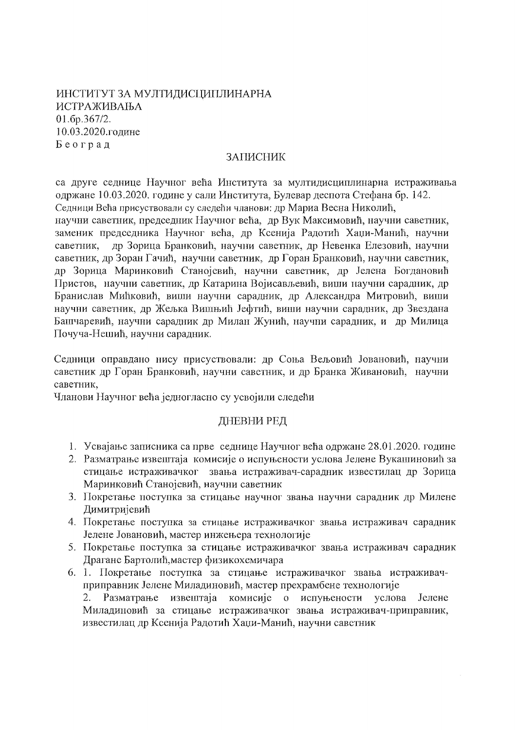ИНСТИТУТ ЗА МУЛТИДИСЦИПЛИНАРНА ИСТРАЖИВАЊА
01.бр.367/2.
10.03.2020.године
Б е о г р а д

## ЗАПИСНИК

са друге седнице Научног већа Института за мултидисциплинарна истраживања одржане 10.03.2020. године у сали Института, Булевар деспота Стефана бр. 142.
Седници Већа присуствовали су следећи чланови: др Мариа Весна Николић, научни саветник, председник Научног већа, др Вук Максимовић, научни саветник, заменик председника Научног већа, др Ксенија Радотић Хаџи-Манић, научни саветник, др Зорица Бранковић, научни саветник, др Невенка Елезовић, научни саветник, др Зоран Гачић, научни саветник, др Горан Бранковић, научни саветник, др Зорица Маринковић Станојевић, научни саветник, др Јелена Богдановић Пристов, научни саветник, др Катарина Војисављевић, виши научни сарадник, др Бранислав Мићковић, виши научни сарадник, др Александра Митровић, виши научни саветник, др Жељка Вишњић Јефтић, виши научни сарадник, др Звездана Башчаревић, научни сарадник др Милан Жунић, научни сарадник, и др Милица Почуча-Нешић, научни сарадник.

Седници оправдано нису присуствовали: др Соња Вељовић Јовановић, научни саветник др Горан Бранковић, научни саветник, и др Бранка Живановић, научни саветник,
Чланови Научног већа једногласно су усвојили следећи

## ДНЕВНИ РЕД

1. Усвајање записника са прве седнице Научног већа одржане 28.01.2020. године
2. Разматрање извештаја комисије о испуњености услова Јелене Вукашиновић за стицање истраживачког звања истраживач-сарадник известилац др Зорица Маринковић Станојевић, научни саветник
3. Покретање поступка за стицање научног звања научни сарадник др Милене Димитријевић
4. Покретање поступка за стицање истраживачког звања истраживач сарадник Јелене Јовановић, мастер инжењера технологије
5. Покретање поступка за стицање истраживачког звања истраживач сарадник Драгане Бартолић,мастер физикохемичара
6. 1. Покретање поступка за стицање истраживачког звања истраживач-приправник Јелене Миладиновић, мастер прехрамбене технологије
   2. Разматрање извештаја комисије о испуњености услова Јелене Миладиновић за стицање истраживачког звања истраживач-приправник, известилац др Ксенија Радотић Хаџи-Манић, научни саветник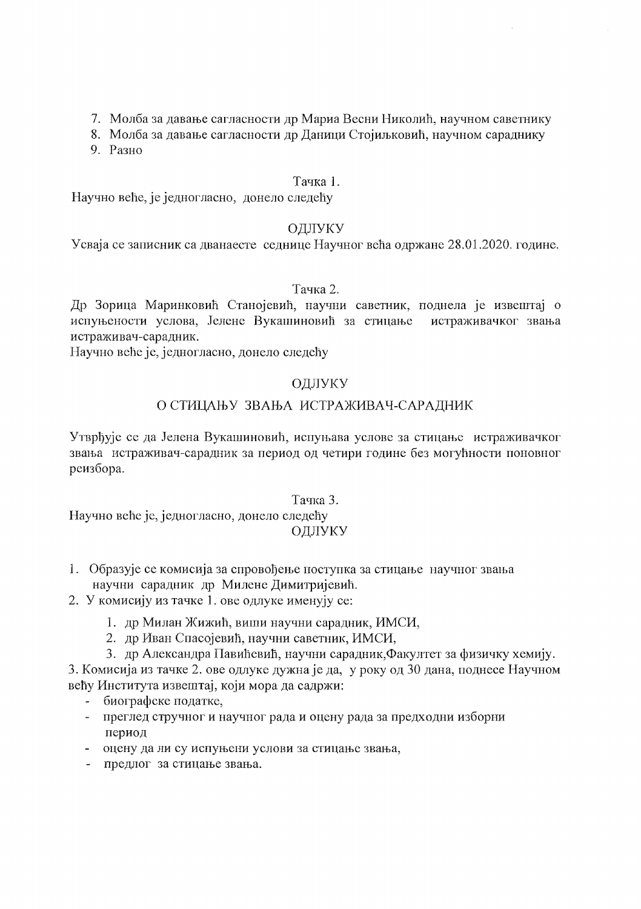7. Молба за давање сагласности др Мариа Весни Николић, научном саветнику
8. Молба за давање сагласности др Даници Стојиљковић, научном сараднику
9. Разно

Тачка 1.

Научно веће, је једногласно, донело следећу

ОДЛУКУ

Усваја се записник са дванаесте седнице Научног већа одржане 28.01.2020. године.

Тачка 2.

Др Зорица Маринковић Станојевић, научни саветник, поднела је извештај о испуњености услова, Јелене Вукашиновић за стицање истраживачког звања истраживач-сарадник.

Научно веће је, једногласно, донело следећу

ОДЛУКУ

О СТИЦАЊУ ЗВАЊА ИСТРАЖИВАЧ-САРАДНИК

Утврђује се да Јелена Вукашиновић, испуњава услове за стицање истраживачког звања истраживач-сарадник за период од четири године без могућности поновног реизбора.

Тачка 3.

Научно веће је, једногласно, донело следећу

ОДЛУКУ

1. Образује се комисија за спровођење поступка за стицање научног звања научни сарадник др Милене Димитријевић.
2. У комисију из тачке 1. ове одлуке именују се:
    1. др Милан Жижић, виши научни сарадник, ИМСИ,
    2. др Иван Спасојевић, научни саветник, ИМСИ,
    3. др Александра Павићевић, научни сарадник,Факултет за физичку хемију.

3. Комисија из тачке 2. ове одлуке дужна је да, у року од 30 дана, поднесе Научном већу Института извештај, који мора да садржи:
- биографске податке,
- преглед стручног и научног рада и оцену рада за предходни изборни период
- оцену да ли су испуњени услови за стицање звања,
- предлог за стицање звања.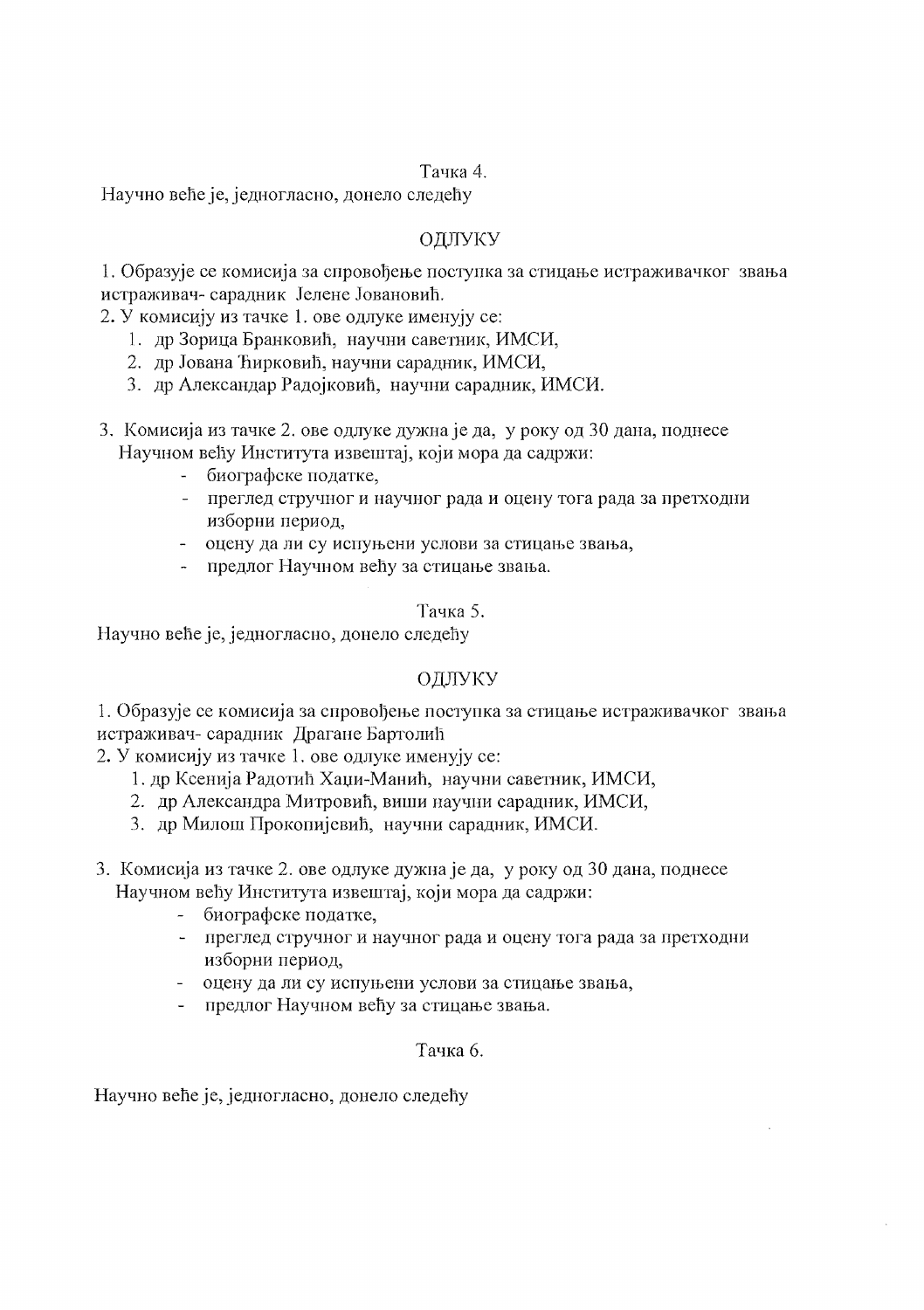Тачка 4.

Научно веће је, једногласно, донело следећу

ОДЛУКУ

1. Образује се комисија за спровођење поступка за стицање истраживачког звања истраживач- сарадник Јелене Јовановић.
2. У комисију из тачке 1. ове одлуке именују се:
    1. др Зорица Бранковић, научни саветник, ИМСИ,
    2. др Јована Ћирковић, научни сарадник, ИМСИ,
    3. др Александар Радојковић, научни сарадник, ИМСИ.
3. Комисија из тачке 2. ове одлуке дужна је да, у року од 30 дана, поднесе Научном већу Института извештај, који мора да садржи:
    - биографске податке,
    - преглед стручног и научног рада и оцену тога рада за претходни изборни период,
    - оцену да ли су испуњени услови за стицање звања,
    - предлог Научном већу за стицање звања.

Тачка 5.

Научно веће је, једногласно, донело следећу

ОДЛУКУ

1. Образује се комисија за спровођење поступка за стицање истраживачког звања истраживач- сарадник Драгане Бартолић
2. У комисију из тачке 1. ове одлуке именују се:
    1. др Ксенија Радотић Хаџи-Манић, научни саветник, ИМСИ,
    2. др Александра Митровић, виши научни сарадник, ИМСИ,
    3. др Милош Прокопијевић, научни сарадник, ИМСИ.
3. Комисија из тачке 2. ове одлуке дужна је да, у року од 30 дана, поднесе Научном већу Института извештај, који мора да садржи:
    - биографске податке,
    - преглед стручног и научног рада и оцену тога рада за претходни изборни период,
    - оцену да ли су испуњени услови за стицање звања,
    - предлог Научном већу за стицање звања.

Тачка 6.

Научно веће је, једногласно, донело следећу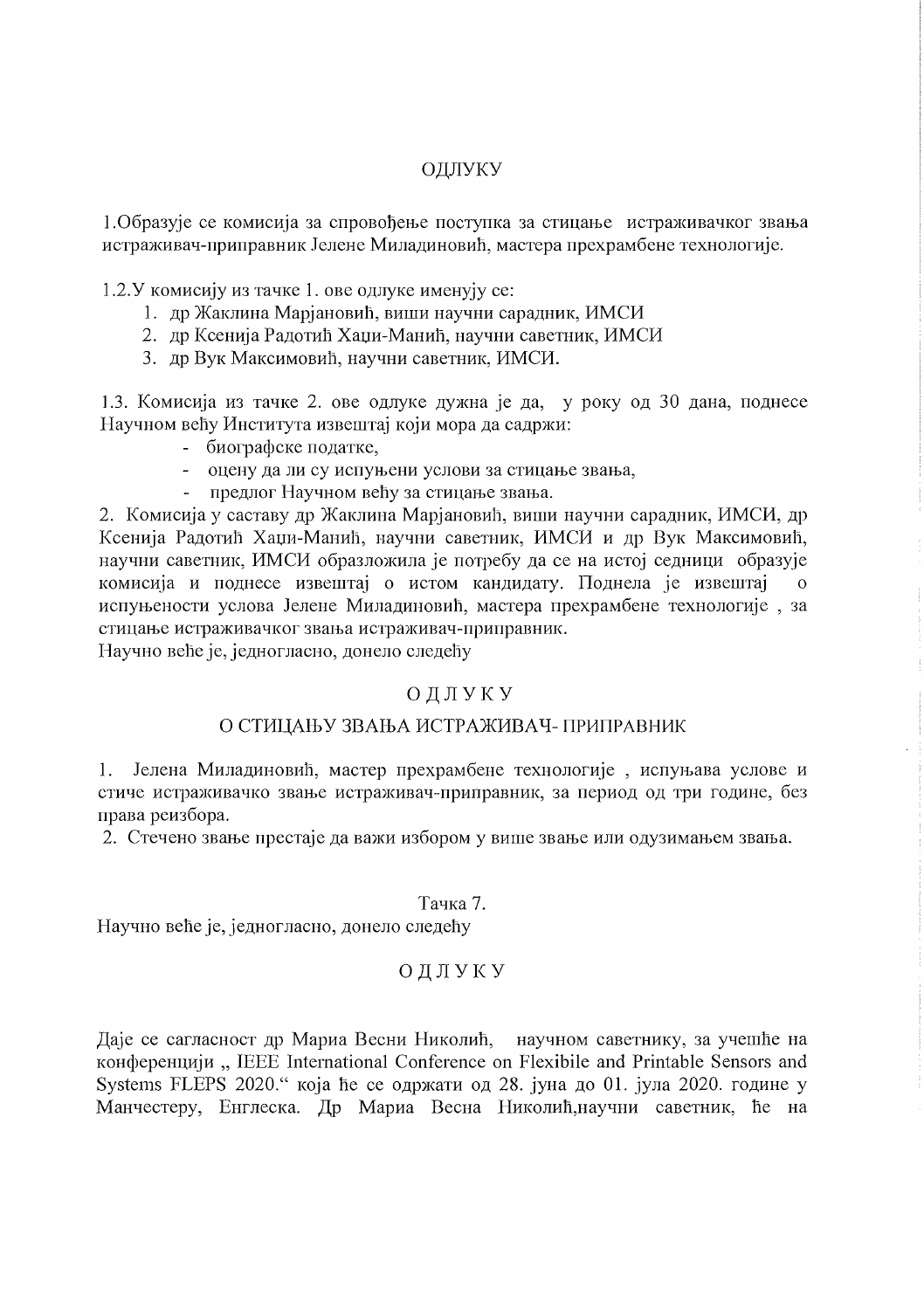ОДЛУКУ

1.Образује се комисија за спровођење поступка за стицање истраживачког звања истраживач-приправник Јелене Миладиновић, мастера прехрамбене технологије.

1.2.У комисију из тачке 1. ове одлуке именују се:

1. др Жаклина Марјановић, виши научни сарадник, ИМСИ
2. др Ксенија Радотић Хаџи-Манић, научни саветник, ИМСИ
3. др Вук Максимовић, научни саветник, ИМСИ.

1.3. Комисија из тачке 2. ове одлуке дужна је да, у року од 30 дана, поднесе Научном већу Института извештај који мора да садржи:

- биографске податке,
- оцену да ли су испуњени услови за стицање звања,
- предлог Научном већу за стицање звања.

2. Комисија у саставу др Жаклина Марјановић, виши научни сарадник, ИМСИ, др Ксенија Радотић Хаџи-Манић, научни саветник, ИМСИ и др Вук Максимовић, научни саветник, ИМСИ образложила је потребу да се на истој седници образује комисија и поднесе извештај о истом кандидату. Поднела је извештај о испуњености услова Јелене Миладиновић, мастера прехрамбене технологије , за стицање истраживачког звања истраживач-приправник.

Научно веће је, једногласно, донело следећу

ОДЛУКУ

О СТИЦАЊУ ЗВАЊА ИСТРАЖИВАЧ- ПРИПРАВНИК

1. Јелена Миладиновић, мастер прехрамбене технологије , испуњава услове и стиче истраживачко звање истраживач-приправник, за период од три године, без права реизбора.
2. Стечено звање престаје да важи избором у више звање или одузимањем звања.

Тачка 7.

Научно веће је, једногласно, донело следећу

ОДЛУКУ

Даје се сагласност др Мариа Весни Николић, научном саветнику, за учешће на конференцији „ IEEE International Conference on Flexibile and Printable Sensors and Systems FLEPS 2020." која ће се одржати од 28. јуна до 01. јула 2020. године у Манчестеру, Енглеска. Др Мариа Весна Николић,научни саветник, ће на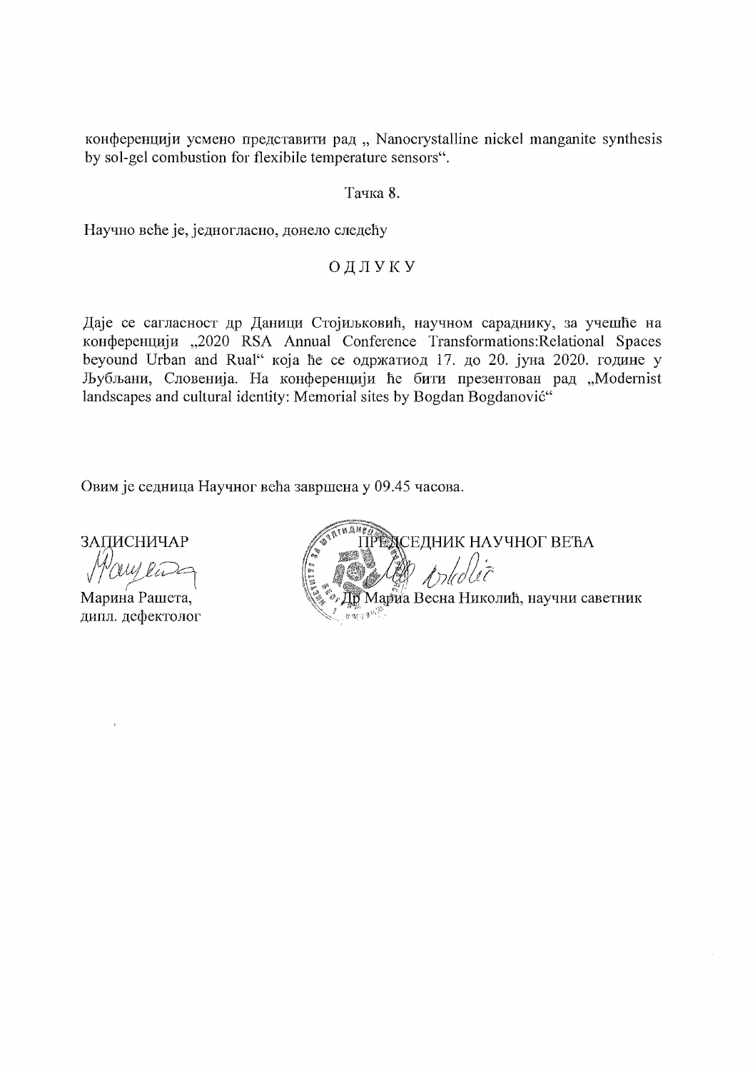конференцији усмено представити рад „ Nanocrystalline nickel manganite synthesis by sol-gel combustion for flexibile temperature sensors".

Тачка 8.

Научно веће је, једногласно, донело следећу

ОДЛУКУ

Даје се сагласност др Даници Стојиљковић, научном сараднику, за учешће на конференцији „2020 RSA Annual Conference Transformations:Relational Spaces beyound Urban and Rual" која ће се одржатиод 17. до 20. јуна 2020. године у Љубљани, Словенија. На конференцији ће бити презентован рад „Modernist landscapes and cultural identity: Memorial sites by Bogdan Bogdanović"

Овим је седница Научног већа завршена у 09.45 часова.

ЗАПИСНИЧАР

Марина Рашета,
дипл. дефектолог

ПРЕДСЕДНИК НАУЧНОГ ВЕЋА

Др Мариа Весна Николић, научни саветник